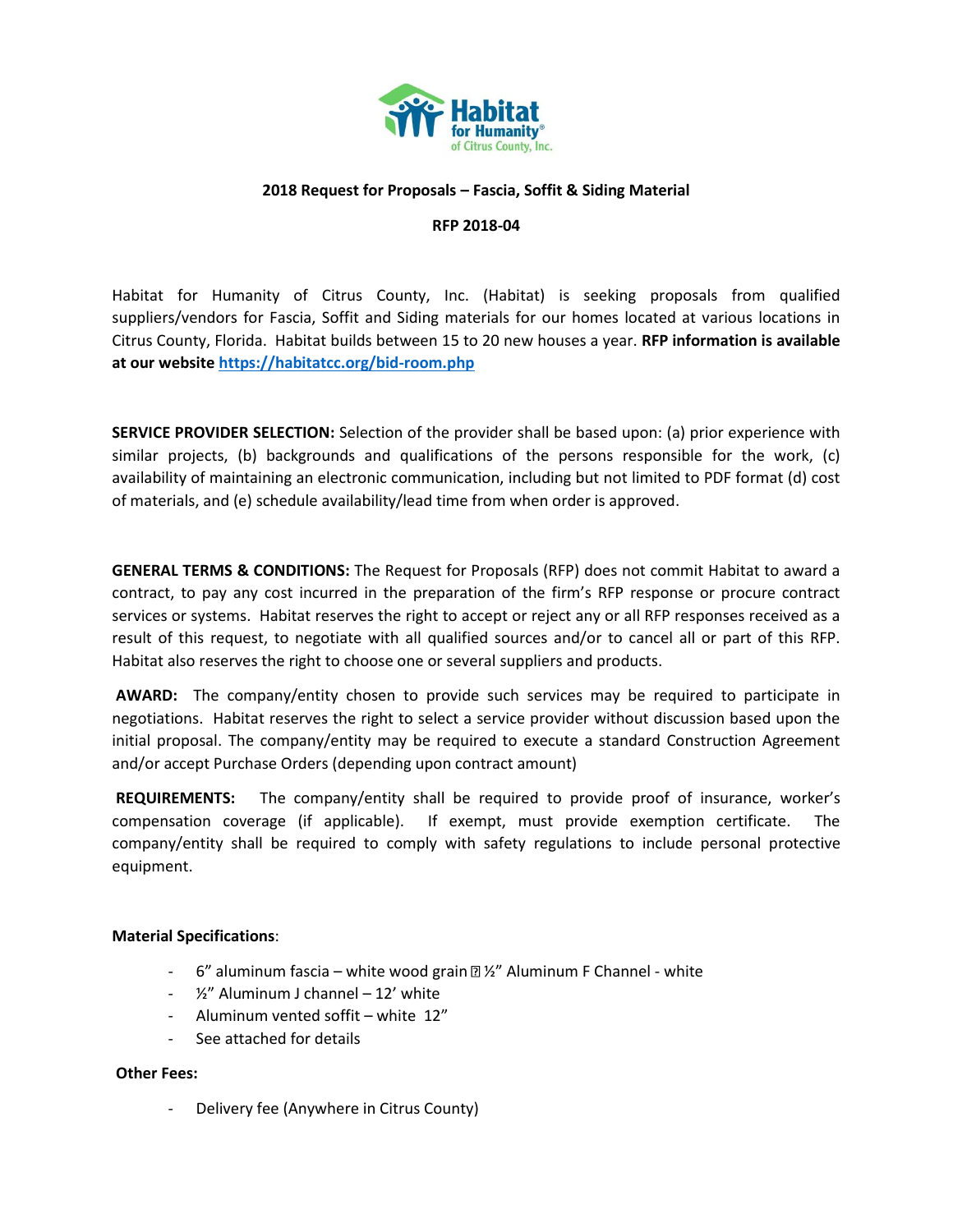Habitat for Humanity® of Citrus County, Inc.

**2018 Request for Proposals – Fascia, Soffit & Siding Material**

**RFP 2018-04**

Habitat for Humanity of Citrus County, Inc. (Habitat) is seeking proposals from qualified suppliers/vendors for Fascia, Soffit and Siding materials for our homes located at various locations in Citrus County, Florida. Habitat builds between 15 to 20 new houses a year. **RFP information is available at our website [https://habitatcc.org/bid-room.php](https://habitatcc.org/bid-room.php)**

**SERVICE PROVIDER SELECTION:** Selection of the provider shall be based upon: (a) prior experience with similar projects, (b) backgrounds and qualifications of the persons responsible for the work, (c) availability of maintaining an electronic communication, including but not limited to PDF format (d) cost of materials, and (e) schedule availability/lead time from when order is approved.

**GENERAL TERMS & CONDITIONS:** The Request for Proposals (RFP) does not commit Habitat to award a contract, to pay any cost incurred in the preparation of the firm's RFP response or procure contract services or systems. Habitat reserves the right to accept or reject any or all RFP responses received as a result of this request, to negotiate with all qualified sources and/or to cancel all or part of this RFP. Habitat also reserves the right to choose one or several suppliers and products.

**AWARD:** The company/entity chosen to provide such services may be required to participate in negotiations. Habitat reserves the right to select a service provider without discussion based upon the initial proposal. The company/entity may be required to execute a standard Construction Agreement and/or accept Purchase Orders (depending upon contract amount)

**REQUIREMENTS:** The company/entity shall be required to provide proof of insurance, worker's compensation coverage (if applicable). If exempt, must provide exemption certificate. The company/entity shall be required to comply with safety regulations to include personal protective equipment.

**Material Specifications**:

- 6" aluminum fascia – white wood grain ½" Aluminum F Channel - white
- ½" Aluminum J channel – 12' white
- Aluminum vented soffit – white 12"
- See attached for details

**Other Fees:**

- Delivery fee (Anywhere in Citrus County)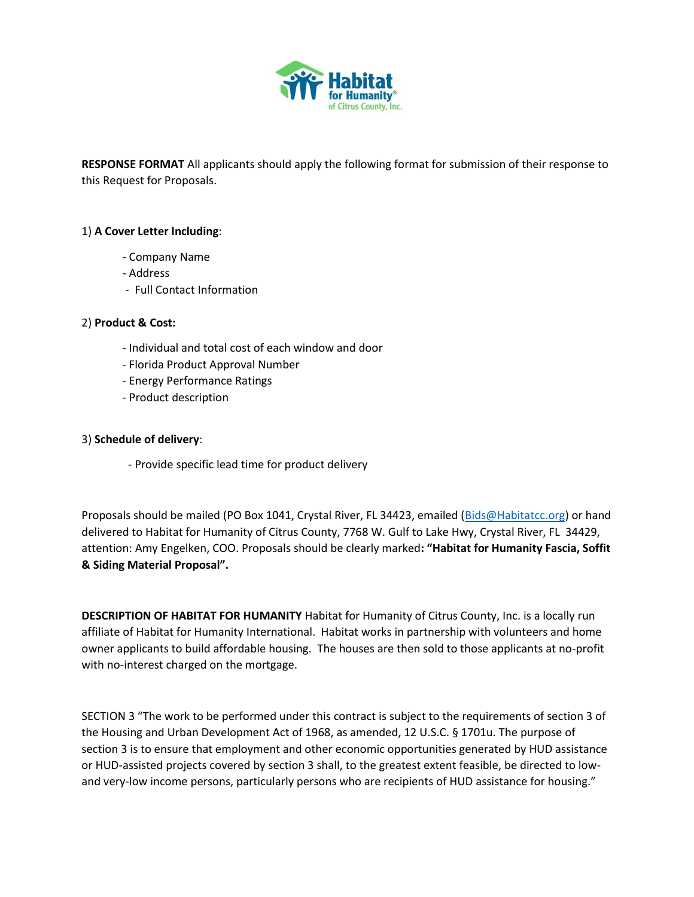**RESPONSE FORMAT** All applicants should apply the following format for submission of their response to this Request for Proposals.

1) **A Cover Letter Including**:

- Company Name
- Address
- Full Contact Information

2) **Product & Cost:**

- Individual and total cost of each window and door
- Florida Product Approval Number
- Energy Performance Ratings
- Product description

3) **Schedule of delivery**:

- Provide specific lead time for product delivery

Proposals should be mailed (PO Box 1041, Crystal River, FL 34423, emailed (Bids@Habitatcc.org) or hand delivered to Habitat for Humanity of Citrus County, 7768 W. Gulf to Lake Hwy, Crystal River, FL 34429, attention: Amy Engelken, COO. Proposals should be clearly marked**: "Habitat for Humanity Fascia, Soffit & Siding Material Proposal".**

**DESCRIPTION OF HABITAT FOR HUMANITY** Habitat for Humanity of Citrus County, Inc. is a locally run affiliate of Habitat for Humanity International. Habitat works in partnership with volunteers and home owner applicants to build affordable housing. The houses are then sold to those applicants at no-profit with no-interest charged on the mortgage.

SECTION 3 "The work to be performed under this contract is subject to the requirements of section 3 of the Housing and Urban Development Act of 1968, as amended, 12 U.S.C. § 1701u. The purpose of section 3 is to ensure that employment and other economic opportunities generated by HUD assistance or HUD-assisted projects covered by section 3 shall, to the greatest extent feasible, be directed to low- and very-low income persons, particularly persons who are recipients of HUD assistance for housing."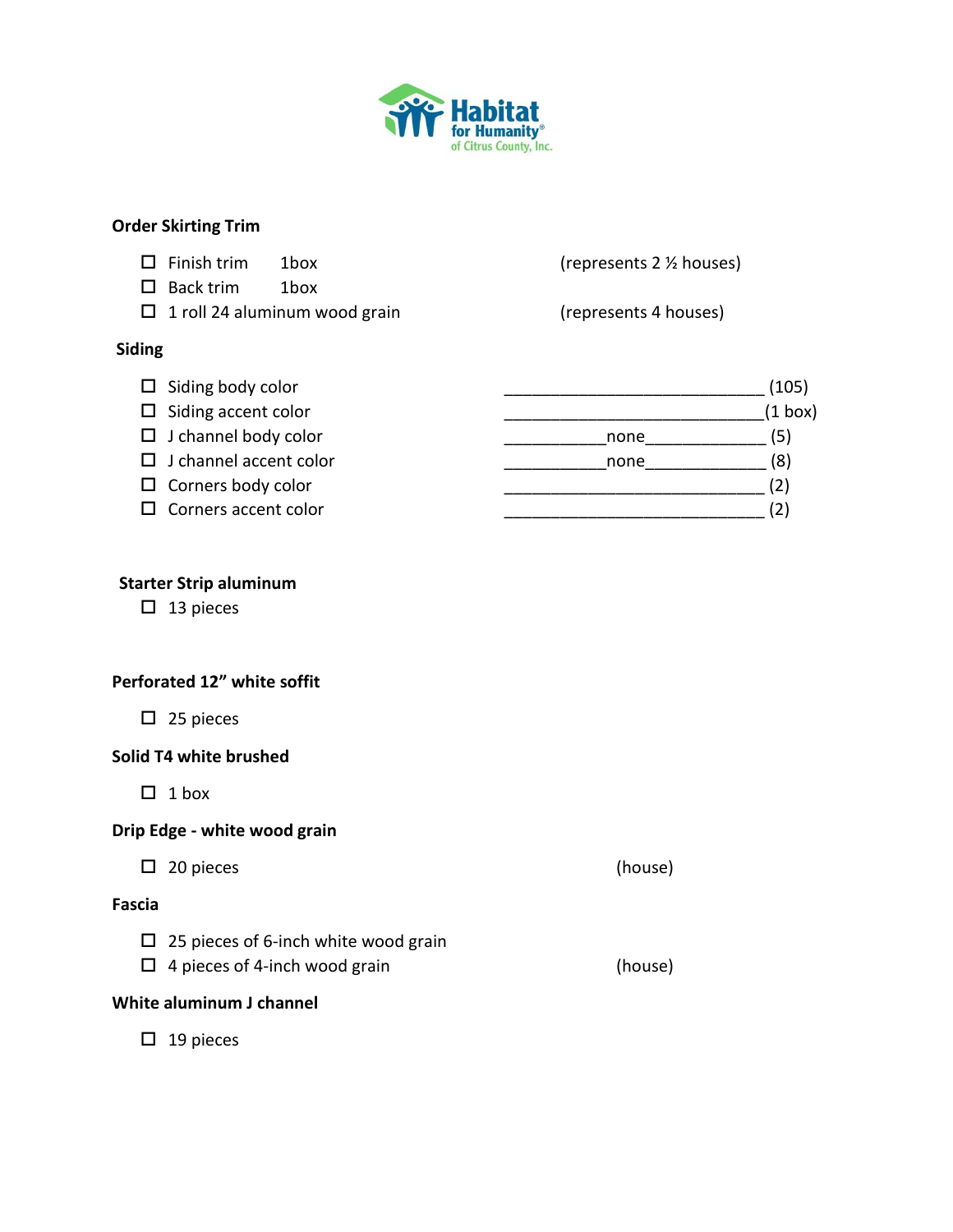Habitat for Humanity® of Citrus County, Inc.

**Order Skirting Trim**

- ☐ Finish trim 1box (represents 2 ½ houses)
- ☐ Back trim 1box
- ☐ 1 roll 24 aluminum wood grain (represents 4 houses)

**Siding**

- ☐ Siding body color ______________________________ (105)
- ☐ Siding accent color ______________________________(1 box)
- ☐ J channel body color ___________none_____________ (5)
- ☐ J channel accent color ___________none_____________ (8)
- ☐ Corners body color ______________________________ (2)
- ☐ Corners accent color ______________________________ (2)

**Starter Strip aluminum**

- ☐ 13 pieces

**Perforated 12" white soffit**

- ☐ 25 pieces

**Solid T4 white brushed**

- ☐ 1 box

**Drip Edge - white wood grain**

- ☐ 20 pieces (house)

**Fascia**

- ☐ 25 pieces of 6-inch white wood grain
- ☐ 4 pieces of 4-inch wood grain (house)

**White aluminum J channel**

- ☐ 19 pieces